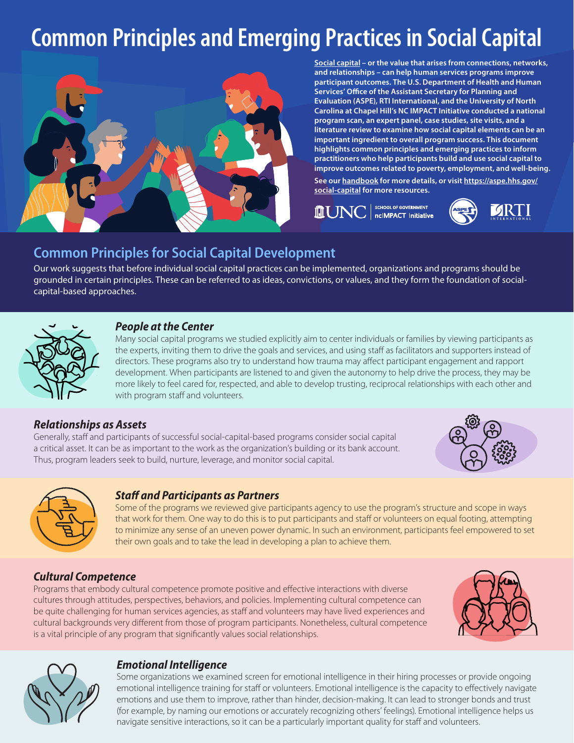# Common Principles and Emerging Practices in Social Capital

**Social capital – or the value that arises from connections, networks, and relationships – can help human services programs improve participant outcomes. The U.S. Department of Health and Human Services' Office of the Assistant Secretary for Planning and Evaluation (ASPE), RTI International, and the University of North Carolina at Chapel Hill's NC IMPACT Initiative conducted a national program scan, an expert panel, case studies, site visits, and a literature review to examine how social capital elements can be an important ingredient to overall program success. This document highlights common principles and emerging practices to inform practitioners who help participants build and use social capital to improve outcomes related to poverty, employment, and well-being.**

**See our handbook for more details, or visit https://aspe.hhs.gov/social-capital for more resources.**

## Common Principles for Social Capital Development

Our work suggests that before individual social capital practices can be implemented, organizations and programs should be grounded in certain principles. These can be referred to as ideas, convictions, or values, and they form the foundation of social-capital-based approaches.

### *People at the Center*

Many social capital programs we studied explicitly aim to center individuals or families by viewing participants as the experts, inviting them to drive the goals and services, and using staff as facilitators and supporters instead of directors. These programs also try to understand how trauma may affect participant engagement and rapport development. When participants are listened to and given the autonomy to help drive the process, they may be more likely to feel cared for, respected, and able to develop trusting, reciprocal relationships with each other and with program staff and volunteers.

### *Relationships as Assets*

Generally, staff and participants of successful social-capital-based programs consider social capital a critical asset. It can be as important to the work as the organization's building or its bank account. Thus, program leaders seek to build, nurture, leverage, and monitor social capital.

### *Staff and Participants as Partners*

Some of the programs we reviewed give participants agency to use the program's structure and scope in ways that work for them. One way to do this is to put participants and staff or volunteers on equal footing, attempting to minimize any sense of an uneven power dynamic. In such an environment, participants feel empowered to set their own goals and to take the lead in developing a plan to achieve them.

### *Cultural Competence*

Programs that embody cultural competence promote positive and effective interactions with diverse cultures through attitudes, perspectives, behaviors, and policies. Implementing cultural competence can be quite challenging for human services agencies, as staff and volunteers may have lived experiences and cultural backgrounds very different from those of program participants. Nonetheless, cultural competence is a vital principle of any program that significantly values social relationships.

### *Emotional Intelligence*

Some organizations we examined screen for emotional intelligence in their hiring processes or provide ongoing emotional intelligence training for staff or volunteers. Emotional intelligence is the capacity to effectively navigate emotions and use them to improve, rather than hinder, decision-making. It can lead to stronger bonds and trust (for example, by naming our emotions or accurately recognizing others' feelings). Emotional intelligence helps us navigate sensitive interactions, so it can be a particularly important quality for staff and volunteers.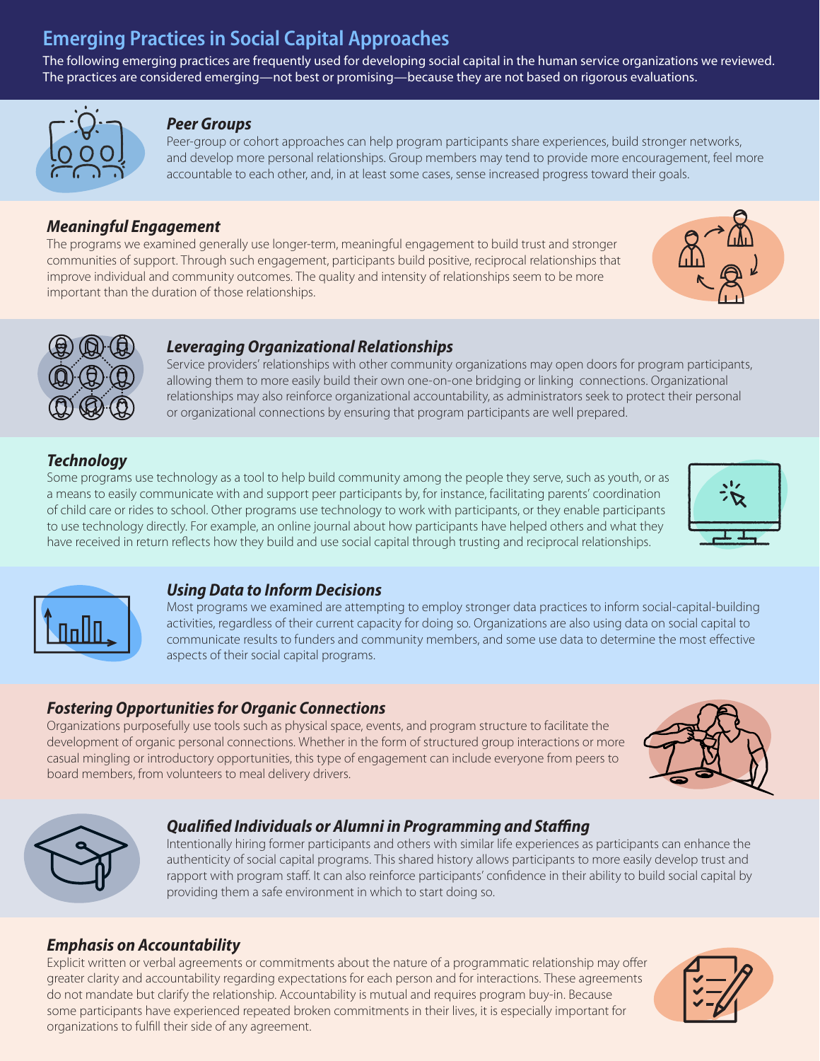# Emerging Practices in Social Capital Approaches

The following emerging practices are frequently used for developing social capital in the human service organizations we reviewed. The practices are considered emerging—not best or promising—because they are not based on rigorous evaluations.

### *Peer Groups*

Peer-group or cohort approaches can help program participants share experiences, build stronger networks, and develop more personal relationships. Group members may tend to provide more encouragement, feel more accountable to each other, and, in at least some cases, sense increased progress toward their goals.

### *Meaningful Engagement*

The programs we examined generally use longer-term, meaningful engagement to build trust and stronger communities of support. Through such engagement, participants build positive, reciprocal relationships that improve individual and community outcomes. The quality and intensity of relationships seem to be more important than the duration of those relationships.

### *Leveraging Organizational Relationships*

Service providers' relationships with other community organizations may open doors for program participants, allowing them to more easily build their own one-on-one bridging or linking connections. Organizational relationships may also reinforce organizational accountability, as administrators seek to protect their personal or organizational connections by ensuring that program participants are well prepared.

### *Technology*

Some programs use technology as a tool to help build community among the people they serve, such as youth, or as a means to easily communicate with and support peer participants by, for instance, facilitating parents' coordination of child care or rides to school. Other programs use technology to work with participants, or they enable participants to use technology directly. For example, an online journal about how participants have helped others and what they have received in return reflects how they build and use social capital through trusting and reciprocal relationships.

### *Using Data to Inform Decisions*

Most programs we examined are attempting to employ stronger data practices to inform social-capital-building activities, regardless of their current capacity for doing so. Organizations are also using data on social capital to communicate results to funders and community members, and some use data to determine the most effective aspects of their social capital programs.

### *Fostering Opportunities for Organic Connections*

Organizations purposefully use tools such as physical space, events, and program structure to facilitate the development of organic personal connections. Whether in the form of structured group interactions or more casual mingling or introductory opportunities, this type of engagement can include everyone from peers to board members, from volunteers to meal delivery drivers.

### *Qualified Individuals or Alumni in Programming and Staffing*

Intentionally hiring former participants and others with similar life experiences as participants can enhance the authenticity of social capital programs. This shared history allows participants to more easily develop trust and rapport with program staff. It can also reinforce participants' confidence in their ability to build social capital by providing them a safe environment in which to start doing so.

### *Emphasis on Accountability*

Explicit written or verbal agreements or commitments about the nature of a programmatic relationship may offer greater clarity and accountability regarding expectations for each person and for interactions. These agreements do not mandate but clarify the relationship. Accountability is mutual and requires program buy-in. Because some participants have experienced repeated broken commitments in their lives, it is especially important for organizations to fulfill their side of any agreement.